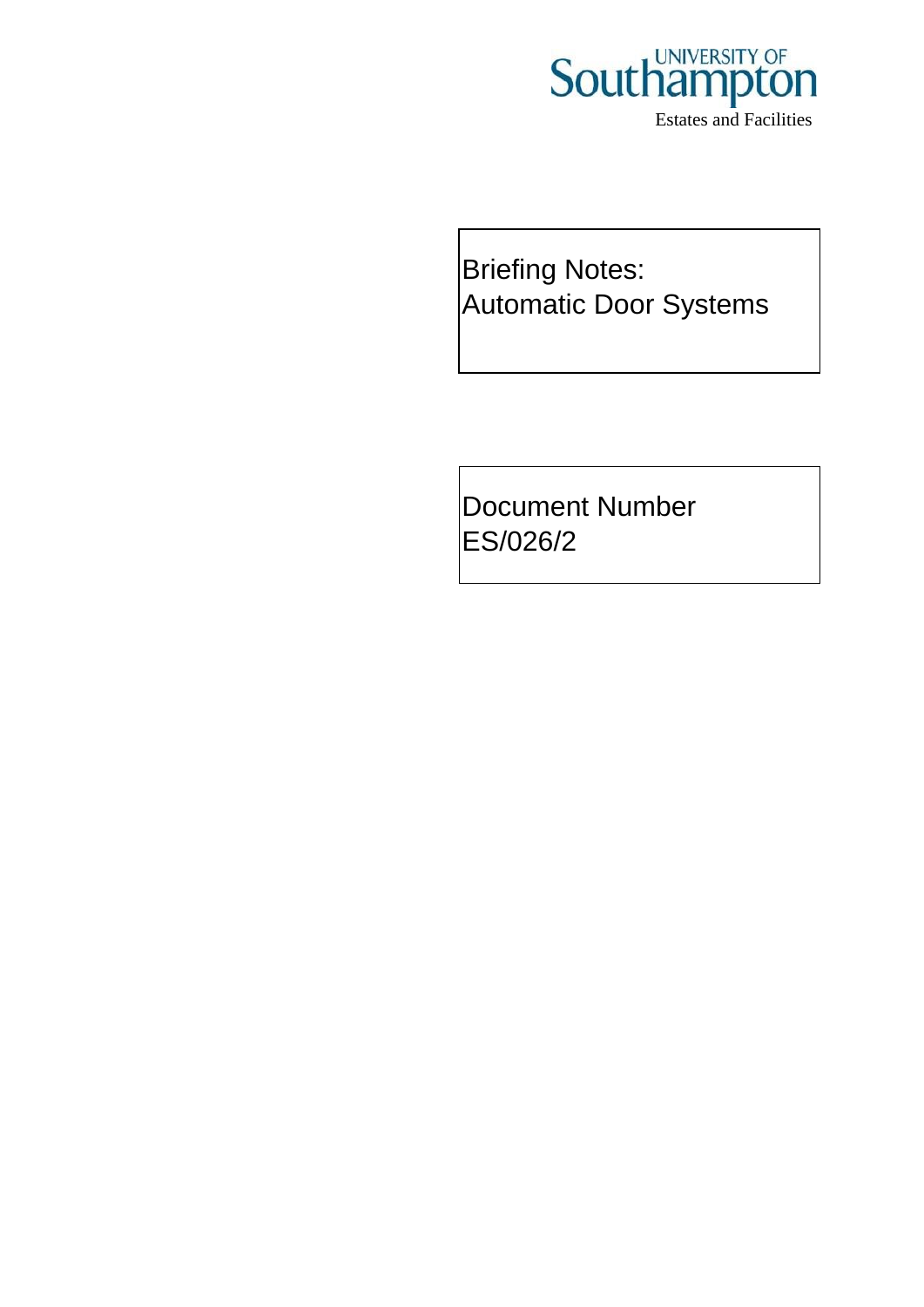UNIVERSITY OF
Southampton
Estates and Facilities

# Briefing Notes:
# Automatic Door Systems

Document Number
ES/026/2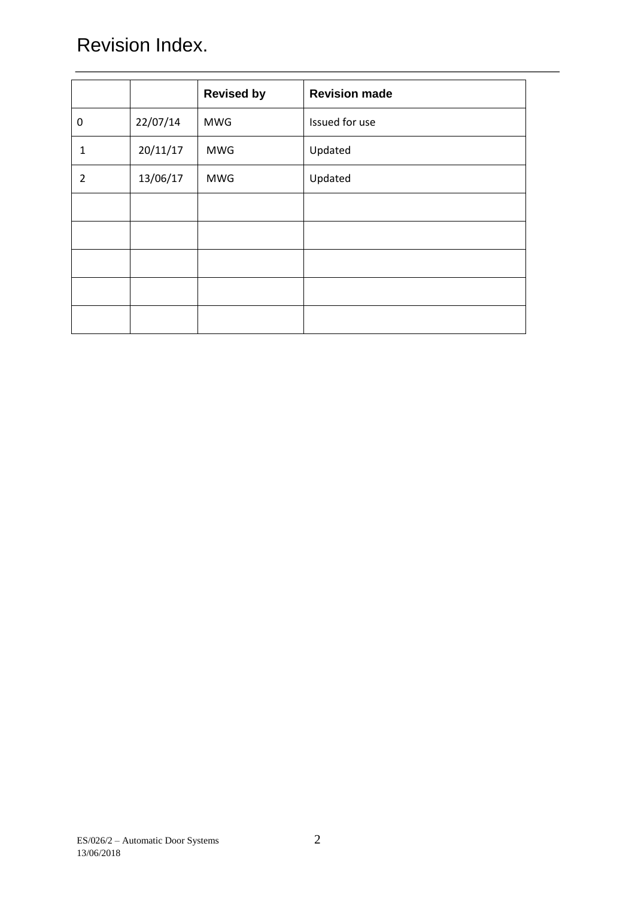# Revision Index.

| | | Revised by | Revision made |
|---|---|---|---|
| 0 | 22/07/14 | MWG | Issued for use |
| 1 | 20/11/17 | MWG | Updated |
| 2 | 13/06/17 | MWG | Updated |
| | | | |
| | | | |
| | | | |
| | | | |
| | | | |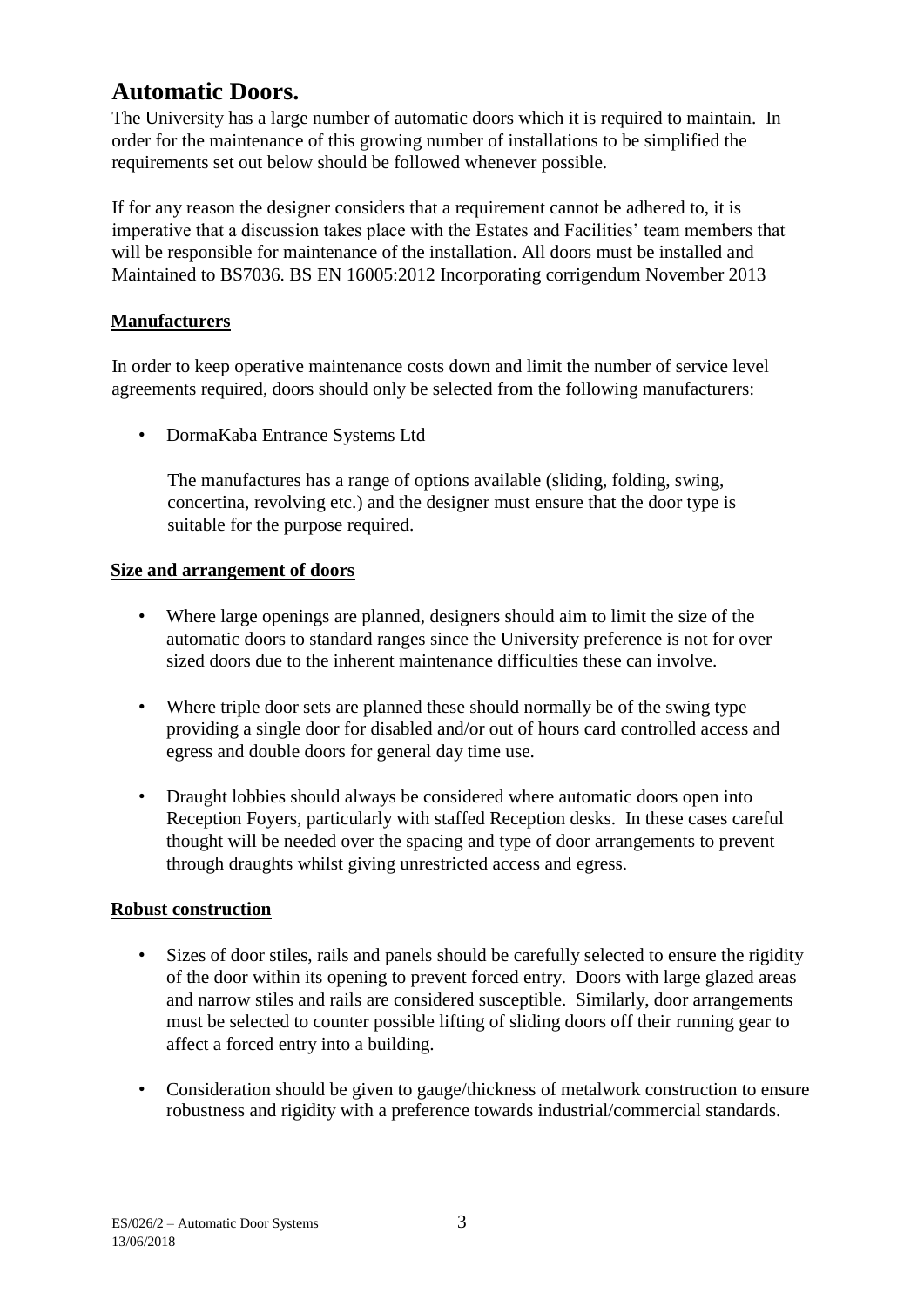# Automatic Doors.

The University has a large number of automatic doors which it is required to maintain. In order for the maintenance of this growing number of installations to be simplified the requirements set out below should be followed whenever possible.

If for any reason the designer considers that a requirement cannot be adhered to, it is imperative that a discussion takes place with the Estates and Facilities' team members that will be responsible for maintenance of the installation. All doors must be installed and Maintained to BS7036. BS EN 16005:2012 Incorporating corrigendum November 2013

## Manufacturers

In order to keep operative maintenance costs down and limit the number of service level agreements required, doors should only be selected from the following manufacturers:

- DormaKaba Entrance Systems Ltd

  The manufactures has a range of options available (sliding, folding, swing, concertina, revolving etc.) and the designer must ensure that the door type is suitable for the purpose required.

## Size and arrangement of doors

- Where large openings are planned, designers should aim to limit the size of the automatic doors to standard ranges since the University preference is not for over sized doors due to the inherent maintenance difficulties these can involve.
- Where triple door sets are planned these should normally be of the swing type providing a single door for disabled and/or out of hours card controlled access and egress and double doors for general day time use.
- Draught lobbies should always be considered where automatic doors open into Reception Foyers, particularly with staffed Reception desks. In these cases careful thought will be needed over the spacing and type of door arrangements to prevent through draughts whilst giving unrestricted access and egress.

## Robust construction

- Sizes of door stiles, rails and panels should be carefully selected to ensure the rigidity of the door within its opening to prevent forced entry. Doors with large glazed areas and narrow stiles and rails are considered susceptible. Similarly, door arrangements must be selected to counter possible lifting of sliding doors off their running gear to affect a forced entry into a building.
- Consideration should be given to gauge/thickness of metalwork construction to ensure robustness and rigidity with a preference towards industrial/commercial standards.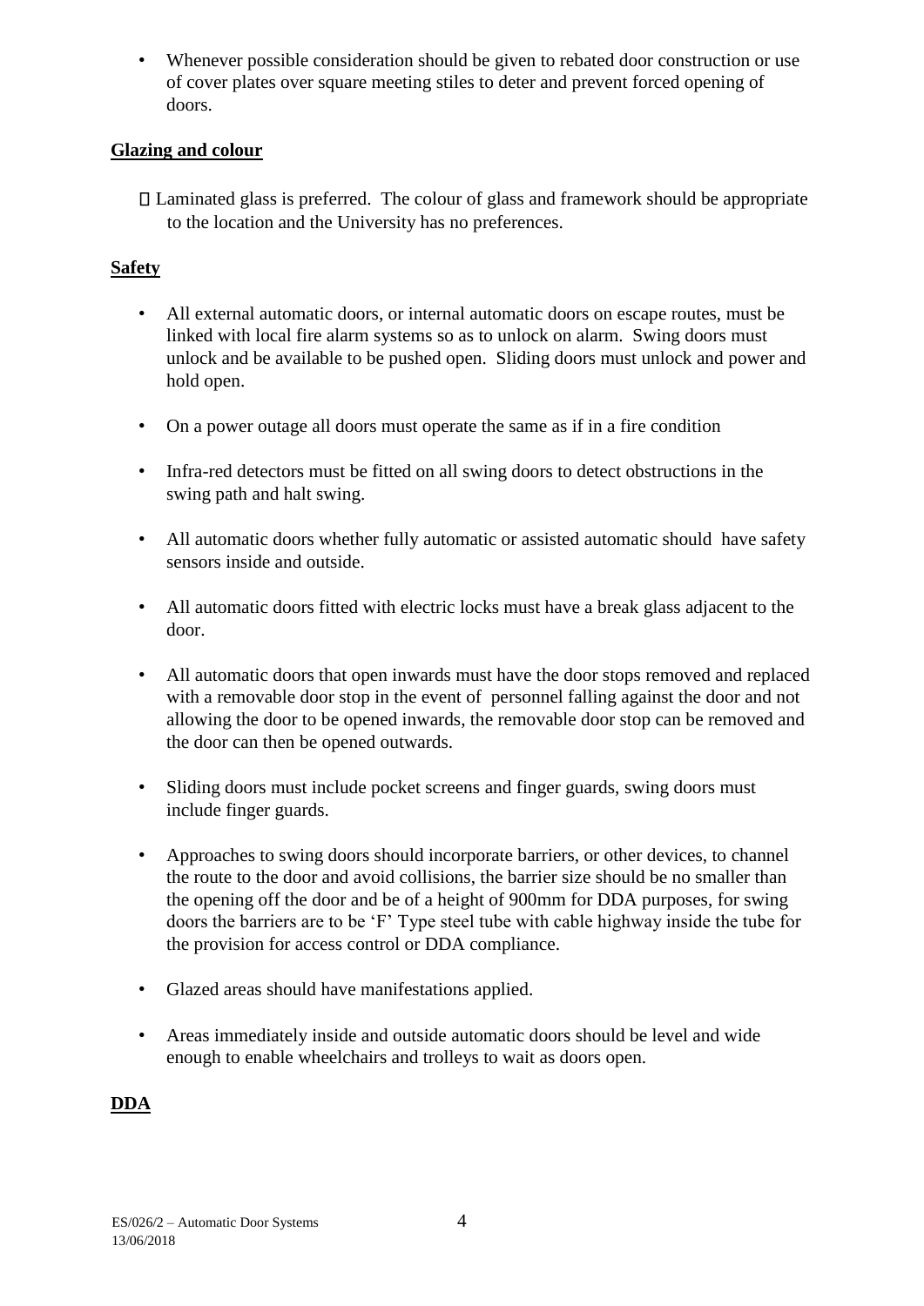- Whenever possible consideration should be given to rebated door construction or use of cover plates over square meeting stiles to deter and prevent forced opening of doors.

**Glazing and colour**

- Laminated glass is preferred. The colour of glass and framework should be appropriate to the location and the University has no preferences.

**Safety**

- All external automatic doors, or internal automatic doors on escape routes, must be linked with local fire alarm systems so as to unlock on alarm. Swing doors must unlock and be available to be pushed open. Sliding doors must unlock and power and hold open.

- On a power outage all doors must operate the same as if in a fire condition

- Infra-red detectors must be fitted on all swing doors to detect obstructions in the swing path and halt swing.

- All automatic doors whether fully automatic or assisted automatic should have safety sensors inside and outside.

- All automatic doors fitted with electric locks must have a break glass adjacent to the door.

- All automatic doors that open inwards must have the door stops removed and replaced with a removable door stop in the event of personnel falling against the door and not allowing the door to be opened inwards, the removable door stop can be removed and the door can then be opened outwards.

- Sliding doors must include pocket screens and finger guards, swing doors must include finger guards.

- Approaches to swing doors should incorporate barriers, or other devices, to channel the route to the door and avoid collisions, the barrier size should be no smaller than the opening off the door and be of a height of 900mm for DDA purposes, for swing doors the barriers are to be 'F' Type steel tube with cable highway inside the tube for the provision for access control or DDA compliance.

- Glazed areas should have manifestations applied.

- Areas immediately inside and outside automatic doors should be level and wide enough to enable wheelchairs and trolleys to wait as doors open.

**DDA**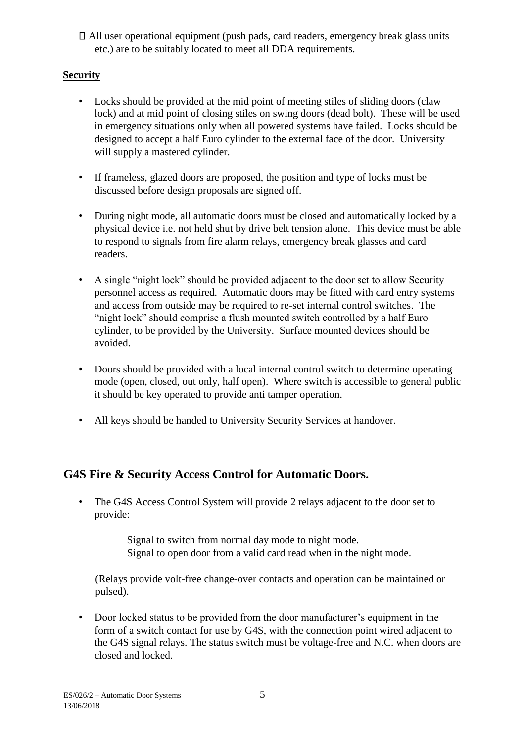- All user operational equipment (push pads, card readers, emergency break glass units etc.) are to be suitably located to meet all DDA requirements.

**Security**

- Locks should be provided at the mid point of meeting stiles of sliding doors (claw lock) and at mid point of closing stiles on swing doors (dead bolt). These will be used in emergency situations only when all powered systems have failed. Locks should be designed to accept a half Euro cylinder to the external face of the door. University will supply a mastered cylinder.

- If frameless, glazed doors are proposed, the position and type of locks must be discussed before design proposals are signed off.

- During night mode, all automatic doors must be closed and automatically locked by a physical device i.e. not held shut by drive belt tension alone. This device must be able to respond to signals from fire alarm relays, emergency break glasses and card readers.

- A single "night lock" should be provided adjacent to the door set to allow Security personnel access as required. Automatic doors may be fitted with card entry systems and access from outside may be required to re-set internal control switches. The "night lock" should comprise a flush mounted switch controlled by a half Euro cylinder, to be provided by the University. Surface mounted devices should be avoided.

- Doors should be provided with a local internal control switch to determine operating mode (open, closed, out only, half open). Where switch is accessible to general public it should be key operated to provide anti tamper operation.

- All keys should be handed to University Security Services at handover.

## G4S Fire & Security Access Control for Automatic Doors.

- The G4S Access Control System will provide 2 relays adjacent to the door set to provide:

  Signal to switch from normal day mode to night mode.
  Signal to open door from a valid card read when in the night mode.

  (Relays provide volt-free change-over contacts and operation can be maintained or pulsed).

- Door locked status to be provided from the door manufacturer's equipment in the form of a switch contact for use by G4S, with the connection point wired adjacent to the G4S signal relays. The status switch must be voltage-free and N.C. when doors are closed and locked.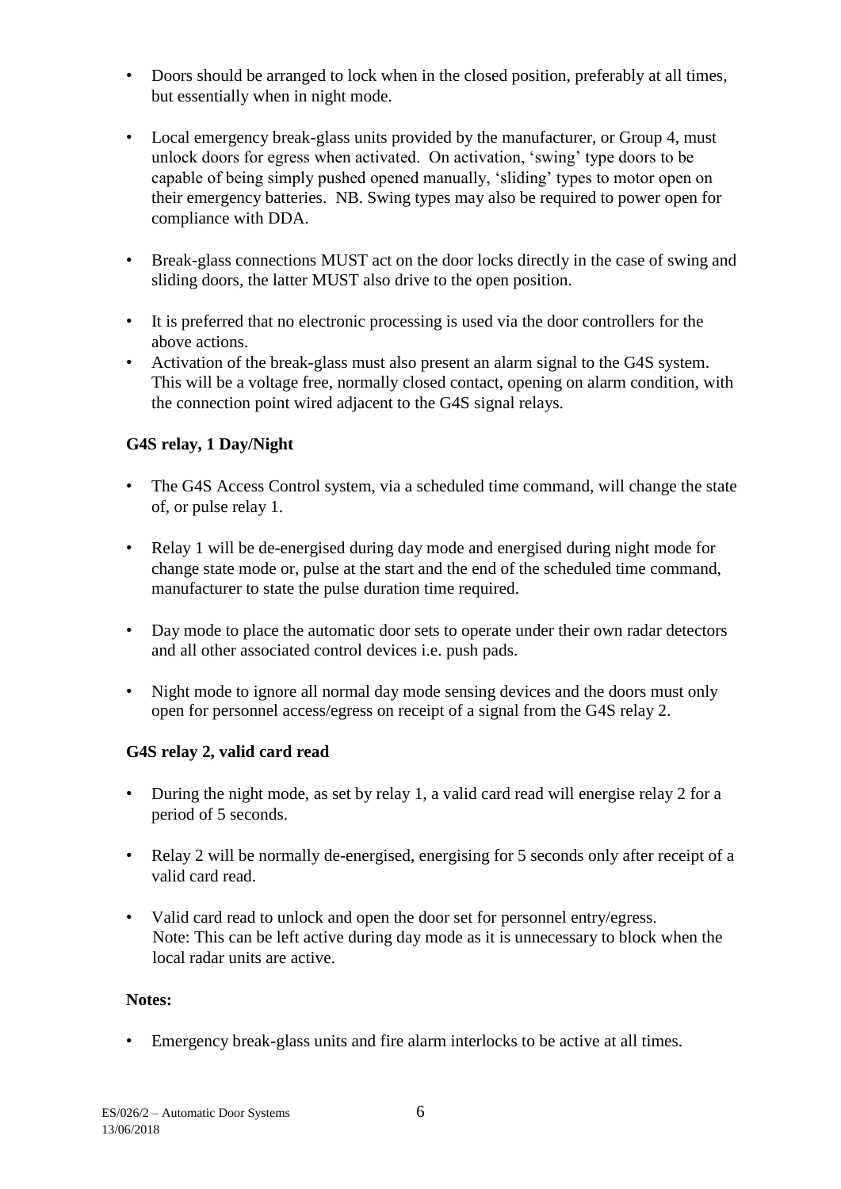- Doors should be arranged to lock when in the closed position, preferably at all times, but essentially when in night mode.

- Local emergency break-glass units provided by the manufacturer, or Group 4, must unlock doors for egress when activated. On activation, 'swing' type doors to be capable of being simply pushed opened manually, 'sliding' types to motor open on their emergency batteries. NB. Swing types may also be required to power open for compliance with DDA.

- Break-glass connections MUST act on the door locks directly in the case of swing and sliding doors, the latter MUST also drive to the open position.

- It is preferred that no electronic processing is used via the door controllers for the above actions.
- Activation of the break-glass must also present an alarm signal to the G4S system. This will be a voltage free, normally closed contact, opening on alarm condition, with the connection point wired adjacent to the G4S signal relays.

**G4S relay, 1 Day/Night**

- The G4S Access Control system, via a scheduled time command, will change the state of, or pulse relay 1.

- Relay 1 will be de-energised during day mode and energised during night mode for change state mode or, pulse at the start and the end of the scheduled time command, manufacturer to state the pulse duration time required.

- Day mode to place the automatic door sets to operate under their own radar detectors and all other associated control devices i.e. push pads.

- Night mode to ignore all normal day mode sensing devices and the doors must only open for personnel access/egress on receipt of a signal from the G4S relay 2.

**G4S relay 2, valid card read**

- During the night mode, as set by relay 1, a valid card read will energise relay 2 for a period of 5 seconds.

- Relay 2 will be normally de-energised, energising for 5 seconds only after receipt of a valid card read.

- Valid card read to unlock and open the door set for personnel entry/egress.
  Note: This can be left active during day mode as it is unnecessary to block when the local radar units are active.

**Notes:**

- Emergency break-glass units and fire alarm interlocks to be active at all times.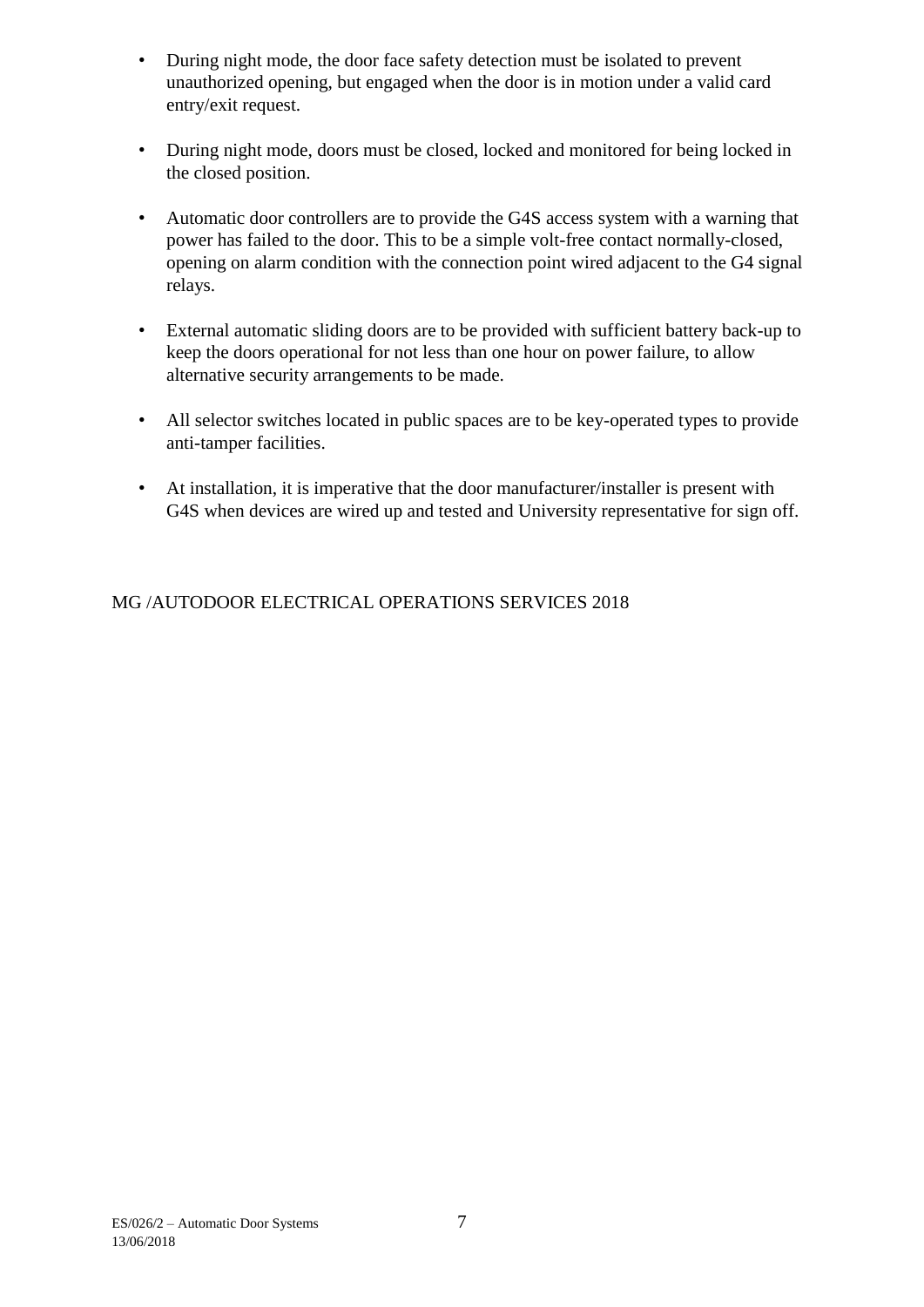- During night mode, the door face safety detection must be isolated to prevent unauthorized opening, but engaged when the door is in motion under a valid card entry/exit request.

- During night mode, doors must be closed, locked and monitored for being locked in the closed position.

- Automatic door controllers are to provide the G4S access system with a warning that power has failed to the door. This to be a simple volt-free contact normally-closed, opening on alarm condition with the connection point wired adjacent to the G4 signal relays.

- External automatic sliding doors are to be provided with sufficient battery back-up to keep the doors operational for not less than one hour on power failure, to allow alternative security arrangements to be made.

- All selector switches located in public spaces are to be key-operated types to provide anti-tamper facilities.

- At installation, it is imperative that the door manufacturer/installer is present with G4S when devices are wired up and tested and University representative for sign off.

MG /AUTODOOR ELECTRICAL OPERATIONS SERVICES 2018